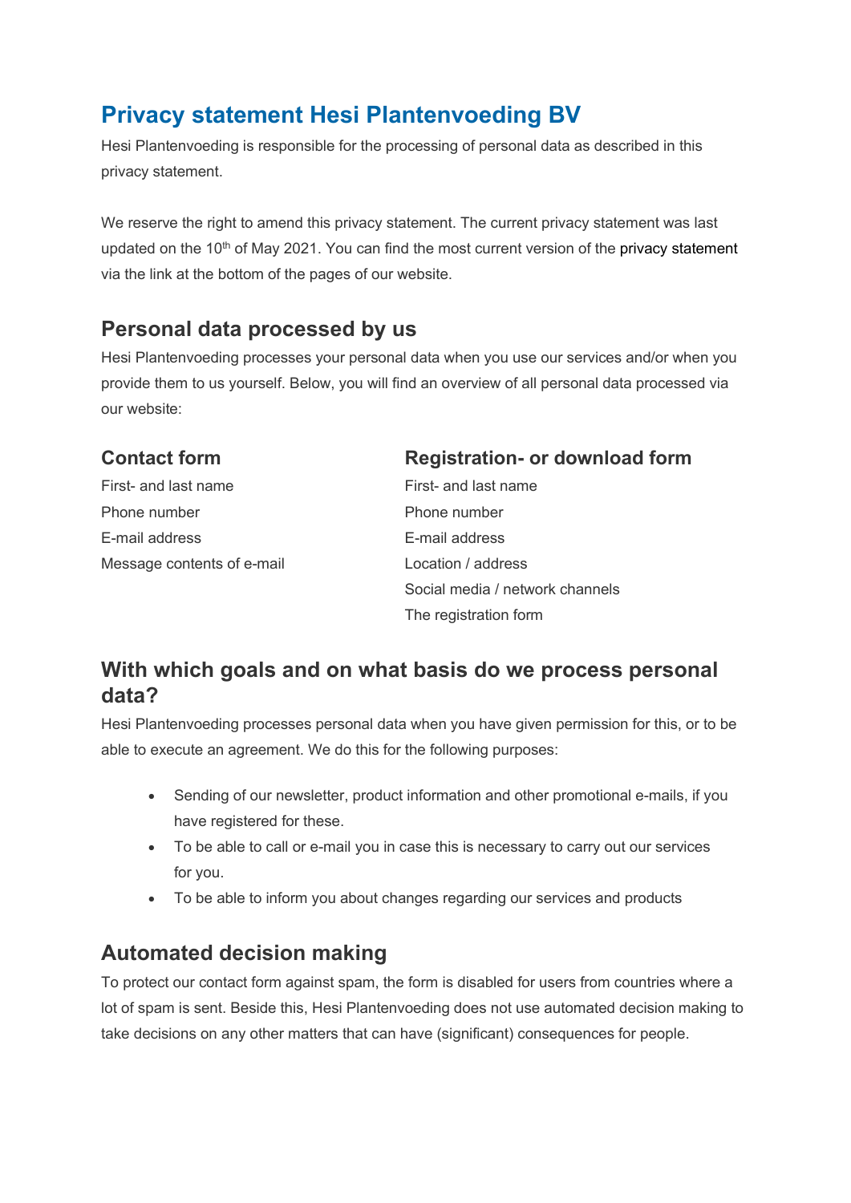# Privacy statement Hesi Plantenvoeding BV

Hesi Plantenvoeding is responsible for the processing of personal data as described in this privacy statement.

We reserve the right to amend this privacy statement. The current privacy statement was last updated on the 10th of May 2021. You can find the most current version of the privacy statement via the link at the bottom of the pages of our website.

## Personal data processed by us

Hesi Plantenvoeding processes your personal data when you use our services and/or when you provide them to us yourself. Below, you will find an overview of all personal data processed via our website:

### Contact form

First- and last name
Phone number
E-mail address
Message contents of e-mail

### Registration- or download form

First- and last name
Phone number
E-mail address
Location / address
Social media / network channels
The registration form

## With which goals and on what basis do we process personal data?

Hesi Plantenvoeding processes personal data when you have given permission for this, or to be able to execute an agreement. We do this for the following purposes:

- Sending of our newsletter, product information and other promotional e-mails, if you have registered for these.
- To be able to call or e-mail you in case this is necessary to carry out our services for you.
- To be able to inform you about changes regarding our services and products

## Automated decision making

To protect our contact form against spam, the form is disabled for users from countries where a lot of spam is sent. Beside this, Hesi Plantenvoeding does not use automated decision making to take decisions on any other matters that can have (significant) consequences for people.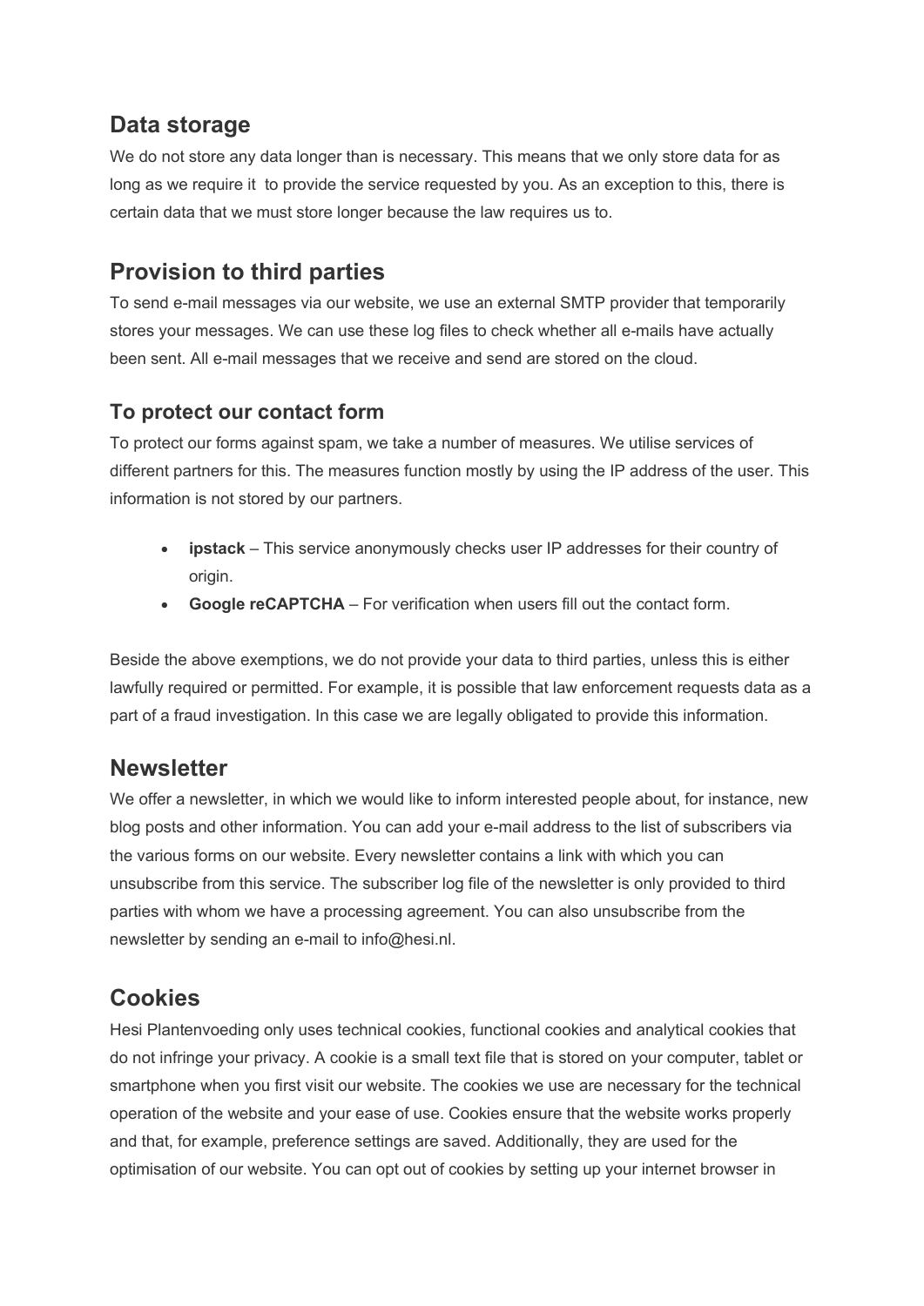## Data storage

We do not store any data longer than is necessary. This means that we only store data for as long as we require it to provide the service requested by you. As an exception to this, there is certain data that we must store longer because the law requires us to.

## Provision to third parties

To send e-mail messages via our website, we use an external SMTP provider that temporarily stores your messages. We can use these log files to check whether all e-mails have actually been sent. All e-mail messages that we receive and send are stored on the cloud.

### To protect our contact form

To protect our forms against spam, we take a number of measures. We utilise services of different partners for this. The measures function mostly by using the IP address of the user. This information is not stored by our partners.

- **ipstack** – This service anonymously checks user IP addresses for their country of origin.
- **Google reCAPTCHA** – For verification when users fill out the contact form.

Beside the above exemptions, we do not provide your data to third parties, unless this is either lawfully required or permitted. For example, it is possible that law enforcement requests data as a part of a fraud investigation. In this case we are legally obligated to provide this information.

## Newsletter

We offer a newsletter, in which we would like to inform interested people about, for instance, new blog posts and other information. You can add your e-mail address to the list of subscribers via the various forms on our website. Every newsletter contains a link with which you can unsubscribe from this service. The subscriber log file of the newsletter is only provided to third parties with whom we have a processing agreement. You can also unsubscribe from the newsletter by sending an e-mail to info@hesi.nl.

## Cookies

Hesi Plantenvoeding only uses technical cookies, functional cookies and analytical cookies that do not infringe your privacy. A cookie is a small text file that is stored on your computer, tablet or smartphone when you first visit our website. The cookies we use are necessary for the technical operation of the website and your ease of use. Cookies ensure that the website works properly and that, for example, preference settings are saved. Additionally, they are used for the optimisation of our website. You can opt out of cookies by setting up your internet browser in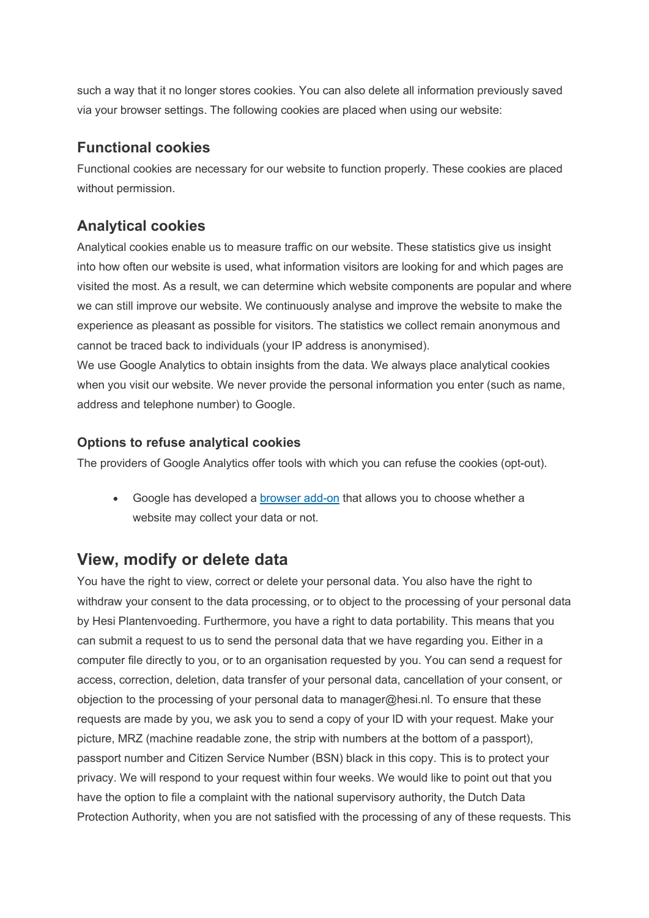such a way that it no longer stores cookies. You can also delete all information previously saved via your browser settings. The following cookies are placed when using our website:

## Functional cookies

Functional cookies are necessary for our website to function properly. These cookies are placed without permission.

## Analytical cookies

Analytical cookies enable us to measure traffic on our website. These statistics give us insight into how often our website is used, what information visitors are looking for and which pages are visited the most. As a result, we can determine which website components are popular and where we can still improve our website. We continuously analyse and improve the website to make the experience as pleasant as possible for visitors. The statistics we collect remain anonymous and cannot be traced back to individuals (your IP address is anonymised).
We use Google Analytics to obtain insights from the data. We always place analytical cookies when you visit our website. We never provide the personal information you enter (such as name, address and telephone number) to Google.

### Options to refuse analytical cookies

The providers of Google Analytics offer tools with which you can refuse the cookies (opt-out).

- Google has developed a browser add-on that allows you to choose whether a website may collect your data or not.

# View, modify or delete data

You have the right to view, correct or delete your personal data. You also have the right to withdraw your consent to the data processing, or to object to the processing of your personal data by Hesi Plantenvoeding. Furthermore, you have a right to data portability. This means that you can submit a request to us to send the personal data that we have regarding you. Either in a computer file directly to you, or to an organisation requested by you. You can send a request for access, correction, deletion, data transfer of your personal data, cancellation of your consent, or objection to the processing of your personal data to manager@hesi.nl. To ensure that these requests are made by you, we ask you to send a copy of your ID with your request. Make your picture, MRZ (machine readable zone, the strip with numbers at the bottom of a passport), passport number and Citizen Service Number (BSN) black in this copy. This is to protect your privacy. We will respond to your request within four weeks. We would like to point out that you have the option to file a complaint with the national supervisory authority, the Dutch Data Protection Authority, when you are not satisfied with the processing of any of these requests. This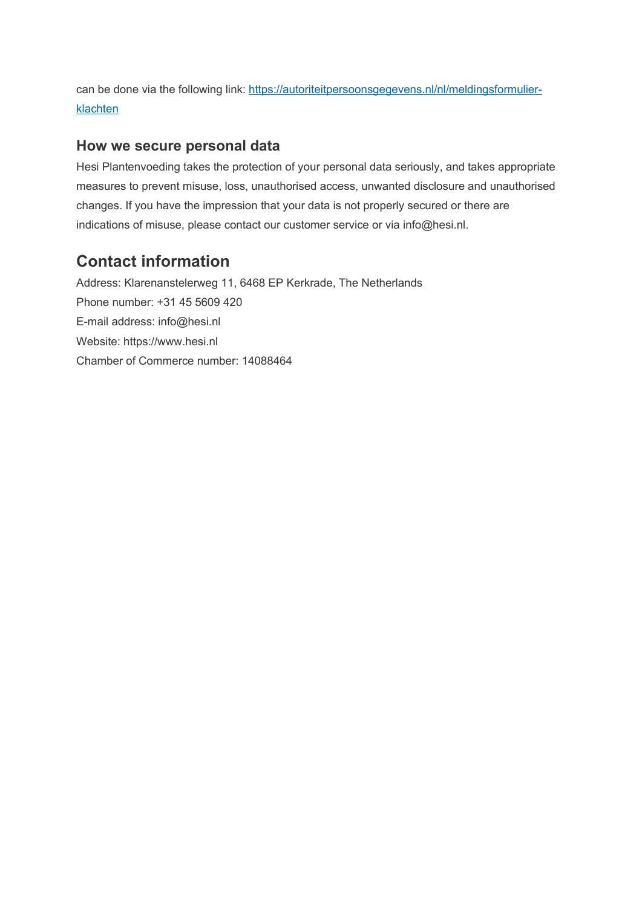can be done via the following link: [https://autoriteitpersoonsgegevens.nl/nl/meldingsformulier-klachten](https://autoriteitpersoonsgegevens.nl/nl/meldingsformulier-klachten)

### How we secure personal data

Hesi Plantenvoeding takes the protection of your personal data seriously, and takes appropriate measures to prevent misuse, loss, unauthorised access, unwanted disclosure and unauthorised changes. If you have the impression that your data is not properly secured or there are indications of misuse, please contact our customer service or via info@hesi.nl.

## Contact information

Address: Klarenanstelerweg 11, 6468 EP Kerkrade, The Netherlands
Phone number: +31 45 5609 420
E-mail address: info@hesi.nl
Website: https://www.hesi.nl
Chamber of Commerce number: 14088464